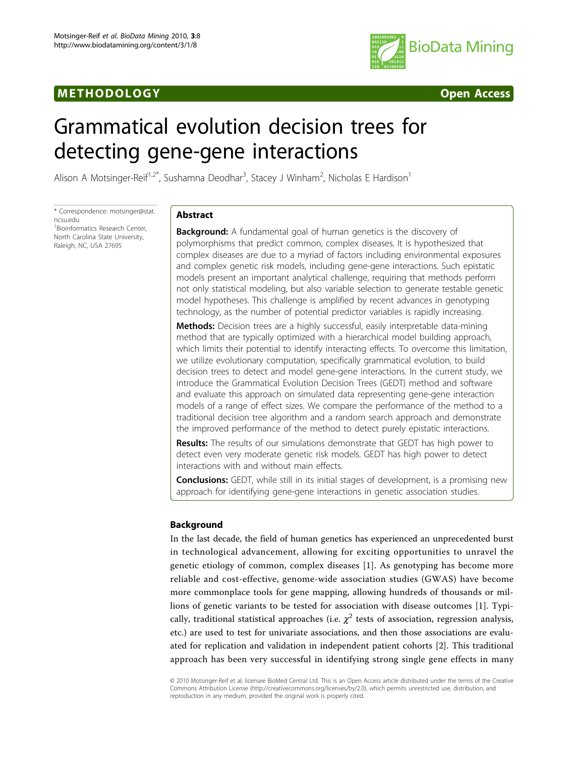METHODOLOGY | Open Access

# Grammatical evolution decision trees for detecting gene-gene interactions

Alison A Motsinger-Reif[1,2*], Sushamna Deodhar[3], Stacey J Winham[2], Nicholas E Hardison[1]

* Correspondence: motsinger@stat.ncsu.edu
[1]Bioinformatics Research Center, North Carolina State University, Raleigh, NC, USA 27695

## Abstract

**Background:** A fundamental goal of human genetics is the discovery of polymorphisms that predict common, complex diseases. It is hypothesized that complex diseases are due to a myriad of factors including environmental exposures and complex genetic risk models, including gene-gene interactions. Such epistatic models present an important analytical challenge, requiring that methods perform not only statistical modeling, but also variable selection to generate testable genetic model hypotheses. This challenge is amplified by recent advances in genotyping technology, as the number of potential predictor variables is rapidly increasing.

**Methods:** Decision trees are a highly successful, easily interpretable data-mining method that are typically optimized with a hierarchical model building approach, which limits their potential to identify interacting effects. To overcome this limitation, we utilize evolutionary computation, specifically grammatical evolution, to build decision trees to detect and model gene-gene interactions. In the current study, we introduce the Grammatical Evolution Decision Trees (GEDT) method and software and evaluate this approach on simulated data representing gene-gene interaction models of a range of effect sizes. We compare the performance of the method to a traditional decision tree algorithm and a random search approach and demonstrate the improved performance of the method to detect purely epistatic interactions.

**Results:** The results of our simulations demonstrate that GEDT has high power to detect even very moderate genetic risk models. GEDT has high power to detect interactions with and without main effects.

**Conclusions:** GEDT, while still in its initial stages of development, is a promising new approach for identifying gene-gene interactions in genetic association studies.

## Background

In the last decade, the field of human genetics has experienced an unprecedented burst in technological advancement, allowing for exciting opportunities to unravel the genetic etiology of common, complex diseases [1]. As genotyping has become more reliable and cost-effective, genome-wide association studies (GWAS) have become more commonplace tools for gene mapping, allowing hundreds of thousands or millions of genetic variants to be tested for association with disease outcomes [1]. Typically, traditional statistical approaches (i.e. $\chi^2$ tests of association, regression analysis, etc.) are used to test for univariate associations, and then those associations are evaluated for replication and validation in independent patient cohorts [2]. This traditional approach has been very successful in identifying strong single gene effects in many

© 2010 Motsinger-Reif et al; licensee BioMed Central Ltd. This is an Open Access article distributed under the terms of the Creative Commons Attribution License (http://creativecommons.org/licenses/by/2.0), which permits unrestricted use, distribution, and reproduction in any medium, provided the original work is properly cited.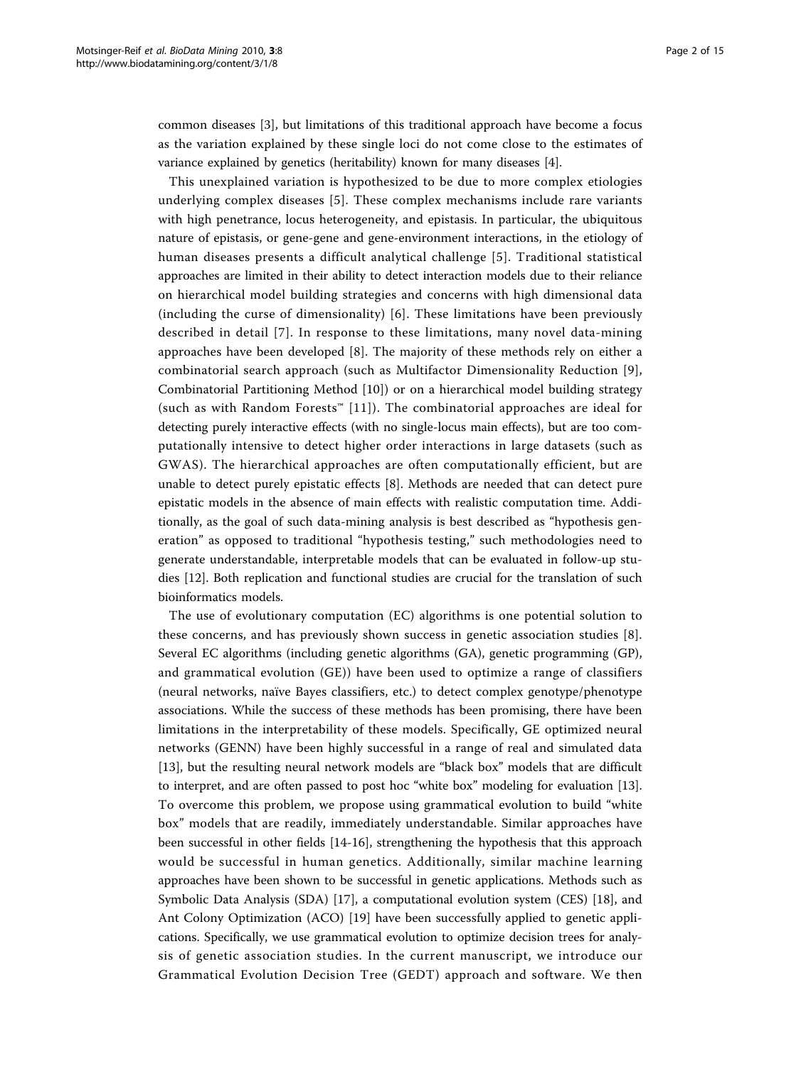common diseases [3], but limitations of this traditional approach have become a focus as the variation explained by these single loci do not come close to the estimates of variance explained by genetics (heritability) known for many diseases [4].

This unexplained variation is hypothesized to be due to more complex etiologies underlying complex diseases [5]. These complex mechanisms include rare variants with high penetrance, locus heterogeneity, and epistasis. In particular, the ubiquitous nature of epistasis, or gene-gene and gene-environment interactions, in the etiology of human diseases presents a difficult analytical challenge [5]. Traditional statistical approaches are limited in their ability to detect interaction models due to their reliance on hierarchical model building strategies and concerns with high dimensional data (including the curse of dimensionality) [6]. These limitations have been previously described in detail [7]. In response to these limitations, many novel data-mining approaches have been developed [8]. The majority of these methods rely on either a combinatorial search approach (such as Multifactor Dimensionality Reduction [9], Combinatorial Partitioning Method [10]) or on a hierarchical model building strategy (such as with Random Forests™ [11]). The combinatorial approaches are ideal for detecting purely interactive effects (with no single-locus main effects), but are too computationally intensive to detect higher order interactions in large datasets (such as GWAS). The hierarchical approaches are often computationally efficient, but are unable to detect purely epistatic effects [8]. Methods are needed that can detect pure epistatic models in the absence of main effects with realistic computation time. Additionally, as the goal of such data-mining analysis is best described as "hypothesis generation" as opposed to traditional "hypothesis testing," such methodologies need to generate understandable, interpretable models that can be evaluated in follow-up studies [12]. Both replication and functional studies are crucial for the translation of such bioinformatics models.

The use of evolutionary computation (EC) algorithms is one potential solution to these concerns, and has previously shown success in genetic association studies [8]. Several EC algorithms (including genetic algorithms (GA), genetic programming (GP), and grammatical evolution (GE)) have been used to optimize a range of classifiers (neural networks, naïve Bayes classifiers, etc.) to detect complex genotype/phenotype associations. While the success of these methods has been promising, there have been limitations in the interpretability of these models. Specifically, GE optimized neural networks (GENN) have been highly successful in a range of real and simulated data [13], but the resulting neural network models are "black box" models that are difficult to interpret, and are often passed to post hoc "white box" modeling for evaluation [13]. To overcome this problem, we propose using grammatical evolution to build "white box" models that are readily, immediately understandable. Similar approaches have been successful in other fields [14-16], strengthening the hypothesis that this approach would be successful in human genetics. Additionally, similar machine learning approaches have been shown to be successful in genetic applications. Methods such as Symbolic Data Analysis (SDA) [17], a computational evolution system (CES) [18], and Ant Colony Optimization (ACO) [19] have been successfully applied to genetic applications. Specifically, we use grammatical evolution to optimize decision trees for analysis of genetic association studies. In the current manuscript, we introduce our Grammatical Evolution Decision Tree (GEDT) approach and software. We then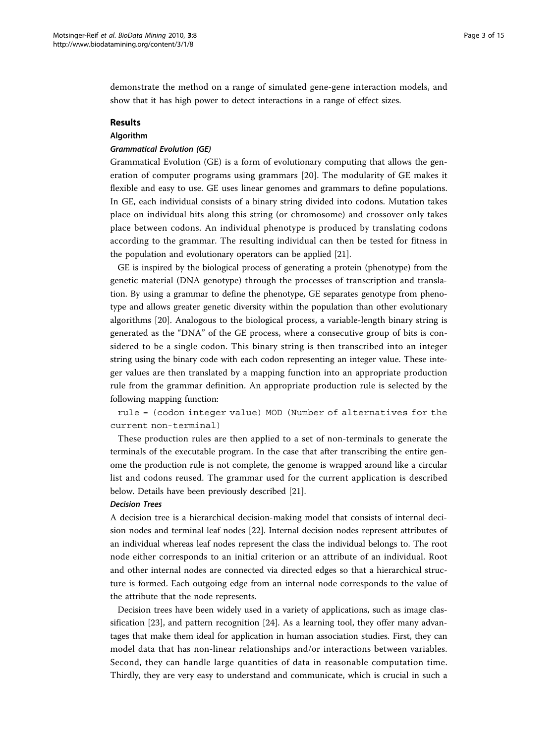demonstrate the method on a range of simulated gene-gene interaction models, and show that it has high power to detect interactions in a range of effect sizes.

# Results

## Algorithm

### *Grammatical Evolution (GE)*

Grammatical Evolution (GE) is a form of evolutionary computing that allows the generation of computer programs using grammars [20]. The modularity of GE makes it flexible and easy to use. GE uses linear genomes and grammars to define populations. In GE, each individual consists of a binary string divided into codons. Mutation takes place on individual bits along this string (or chromosome) and crossover only takes place between codons. An individual phenotype is produced by translating codons according to the grammar. The resulting individual can then be tested for fitness in the population and evolutionary operators can be applied [21].

GE is inspired by the biological process of generating a protein (phenotype) from the genetic material (DNA genotype) through the processes of transcription and translation. By using a grammar to define the phenotype, GE separates genotype from phenotype and allows greater genetic diversity within the population than other evolutionary algorithms [20]. Analogous to the biological process, a variable-length binary string is generated as the "DNA" of the GE process, where a consecutive group of bits is considered to be a single codon. This binary string is then transcribed into an integer string using the binary code with each codon representing an integer value. These integer values are then translated by a mapping function into an appropriate production rule from the grammar definition. An appropriate production rule is selected by the following mapping function:

```
rule = (codon integer value) MOD (Number of alternatives for the current non-terminal)
```

These production rules are then applied to a set of non-terminals to generate the terminals of the executable program. In the case that after transcribing the entire genome the production rule is not complete, the genome is wrapped around like a circular list and codons reused. The grammar used for the current application is described below. Details have been previously described [21].

### *Decision Trees*

A decision tree is a hierarchical decision-making model that consists of internal decision nodes and terminal leaf nodes [22]. Internal decision nodes represent attributes of an individual whereas leaf nodes represent the class the individual belongs to. The root node either corresponds to an initial criterion or an attribute of an individual. Root and other internal nodes are connected via directed edges so that a hierarchical structure is formed. Each outgoing edge from an internal node corresponds to the value of the attribute that the node represents.

Decision trees have been widely used in a variety of applications, such as image classification [23], and pattern recognition [24]. As a learning tool, they offer many advantages that make them ideal for application in human association studies. First, they can model data that has non-linear relationships and/or interactions between variables. Second, they can handle large quantities of data in reasonable computation time. Thirdly, they are very easy to understand and communicate, which is crucial in such a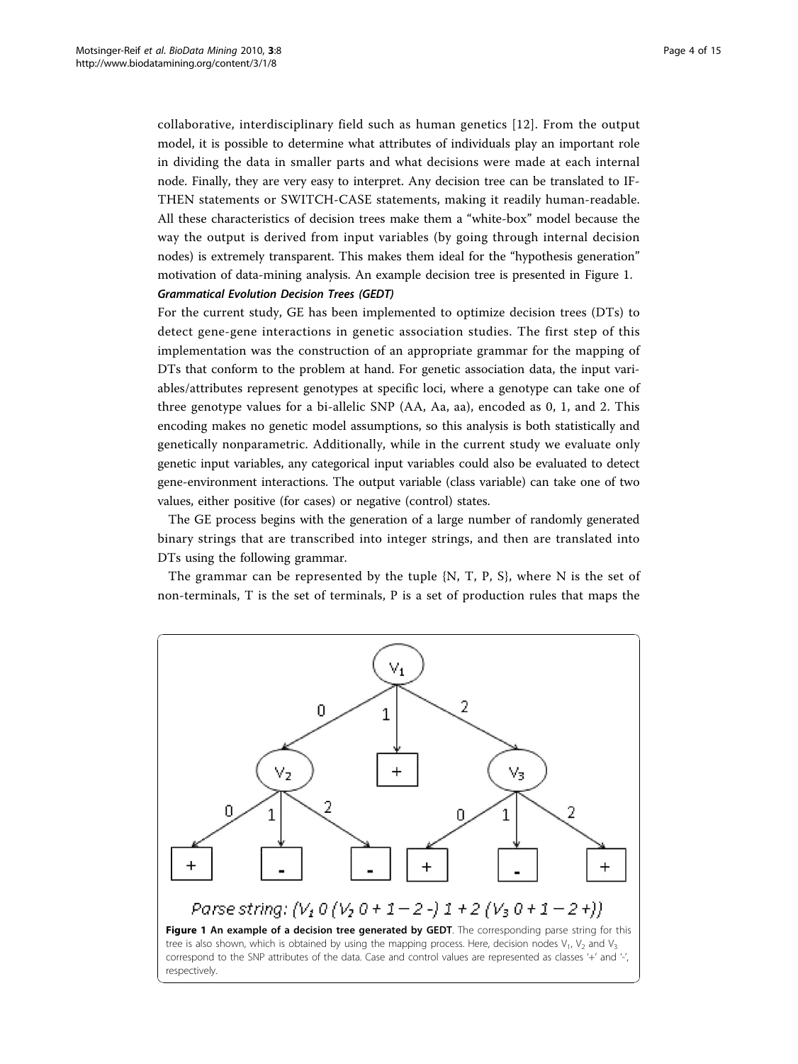collaborative, interdisciplinary field such as human genetics [12]. From the output model, it is possible to determine what attributes of individuals play an important role in dividing the data in smaller parts and what decisions were made at each internal node. Finally, they are very easy to interpret. Any decision tree can be translated to IF-THEN statements or SWITCH-CASE statements, making it readily human-readable. All these characteristics of decision trees make them a "white-box" model because the way the output is derived from input variables (by going through internal decision nodes) is extremely transparent. This makes them ideal for the "hypothesis generation" motivation of data-mining analysis. An example decision tree is presented in Figure 1.

### *Grammatical Evolution Decision Trees (GEDT)*

For the current study, GE has been implemented to optimize decision trees (DTs) to detect gene-gene interactions in genetic association studies. The first step of this implementation was the construction of an appropriate grammar for the mapping of DTs that conform to the problem at hand. For genetic association data, the input variables/attributes represent genotypes at specific loci, where a genotype can take one of three genotype values for a bi-allelic SNP (AA, Aa, aa), encoded as 0, 1, and 2. This encoding makes no genetic model assumptions, so this analysis is both statistically and genetically nonparametric. Additionally, while in the current study we evaluate only genetic input variables, any categorical input variables could also be evaluated to detect gene-environment interactions. The output variable (class variable) can take one of two values, either positive (for cases) or negative (control) states.

The GE process begins with the generation of a large number of randomly generated binary strings that are transcribed into integer strings, and then are translated into DTs using the following grammar.

The grammar can be represented by the tuple {N, T, P, S}, where N is the set of non-terminals, T is the set of terminals, P is a set of production rules that maps the

Parse string: $(V_1\ 0\ (V_2\ 0 + 1 - 2\ -)\ 1 + 2\ (V_3\ 0 + 1 - 2\ +))$

**Figure 1 An example of a decision tree generated by GEDT**. The corresponding parse string for this tree is also shown, which is obtained by using the mapping process. Here, decision nodes $V_1$, $V_2$ and $V_3$ correspond to the SNP attributes of the data. Case and control values are represented as classes '+' and '-', respectively.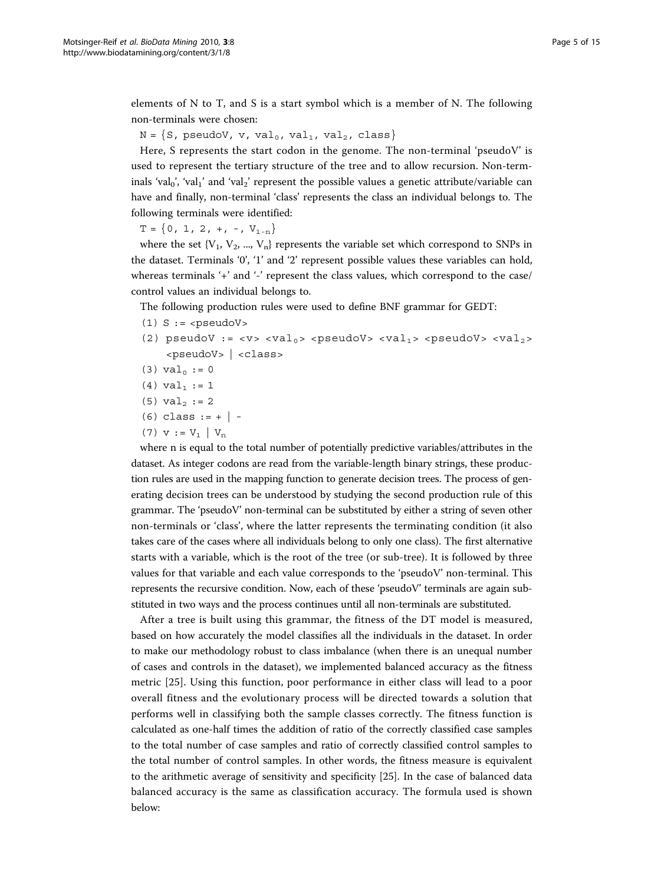elements of N to T, and S is a start symbol which is a member of N. The following non-terminals were chosen:

$N = \{S, \text{pseudoV}, v, \text{val}_0, \text{val}_1, \text{val}_2, \text{class}\}$

Here, S represents the start codon in the genome. The non-terminal 'pseudoV' is used to represent the tertiary structure of the tree and to allow recursion. Non-terminals '$\text{val}_0$', '$\text{val}_1$' and '$\text{val}_2$' represent the possible values a genetic attribute/variable can have and finally, non-terminal 'class' represents the class an individual belongs to. The following terminals were identified:

$T = \{0, 1, 2, +, -, V_{1-n}\}$

where the set $\{V_1, V_2, ..., V_n\}$ represents the variable set which correspond to SNPs in the dataset. Terminals '0', '1' and '2' represent possible values these variables can hold, whereas terminals '+' and '-' represent the class values, which correspond to the case/control values an individual belongs to.

The following production rules were used to define BNF grammar for GEDT:

(1) S := <pseudoV>

(2) pseudoV := <v> <$\text{val}_0$> <pseudoV> <$\text{val}_1$> <pseudoV> <$\text{val}_2$> <pseudoV> | <class>

(3) $\text{val}_0$ := 0

(4) $\text{val}_1$ := 1

(5) $\text{val}_2$ := 2

(6) class := + | -

(7) v := $V_1$ | $V_n$

where n is equal to the total number of potentially predictive variables/attributes in the dataset. As integer codons are read from the variable-length binary strings, these production rules are used in the mapping function to generate decision trees. The process of generating decision trees can be understood by studying the second production rule of this grammar. The 'pseudoV' non-terminal can be substituted by either a string of seven other non-terminals or 'class', where the latter represents the terminating condition (it also takes care of the cases where all individuals belong to only one class). The first alternative starts with a variable, which is the root of the tree (or sub-tree). It is followed by three values for that variable and each value corresponds to the 'pseudoV' non-terminal. This represents the recursive condition. Now, each of these 'pseudoV' terminals are again substituted in two ways and the process continues until all non-terminals are substituted.

After a tree is built using this grammar, the fitness of the DT model is measured, based on how accurately the model classifies all the individuals in the dataset. In order to make our methodology robust to class imbalance (when there is an unequal number of cases and controls in the dataset), we implemented balanced accuracy as the fitness metric [25]. Using this function, poor performance in either class will lead to a poor overall fitness and the evolutionary process will be directed towards a solution that performs well in classifying both the sample classes correctly. The fitness function is calculated as one-half times the addition of ratio of the correctly classified case samples to the total number of case samples and ratio of correctly classified control samples to the total number of control samples. In other words, the fitness measure is equivalent to the arithmetic average of sensitivity and specificity [25]. In the case of balanced data balanced accuracy is the same as classification accuracy. The formula used is shown below: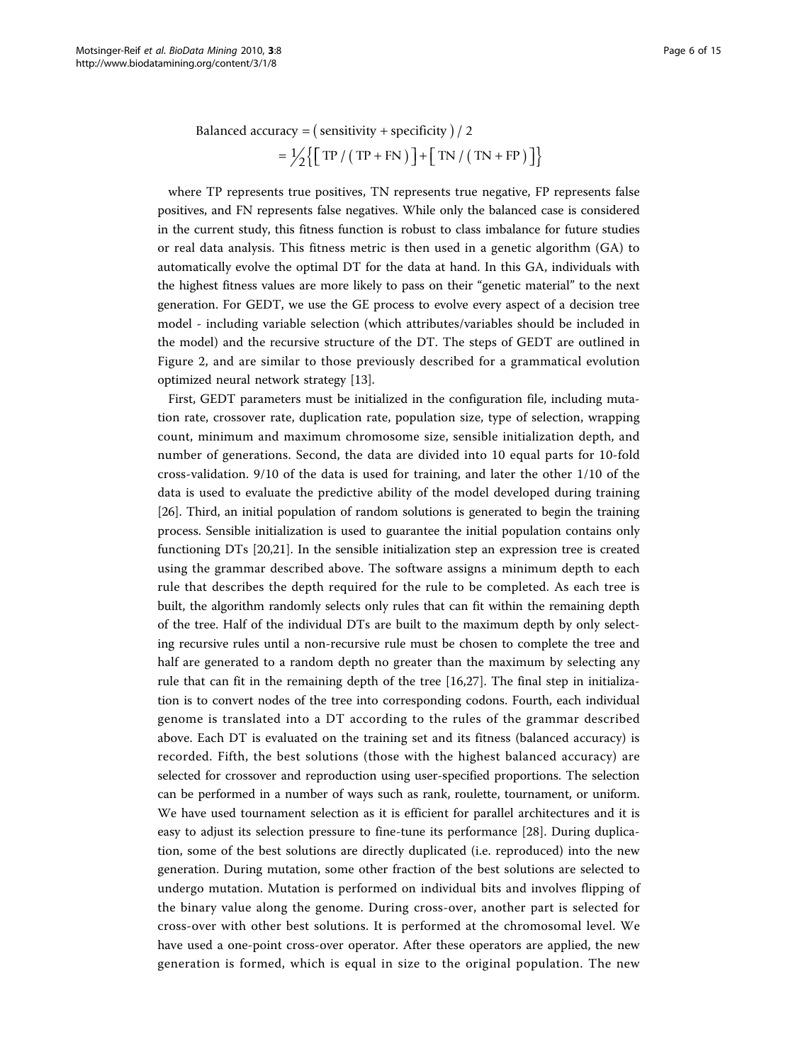$$\text{Balanced accuracy} = (\text{sensitivity} + \text{specificity}) / 2$$
$$= \tfrac{1}{2}\left\{\left[\text{TP} / (\text{TP} + \text{FN})\right] + \left[\text{TN} / (\text{TN} + \text{FP})\right]\right\}$$

where TP represents true positives, TN represents true negative, FP represents false positives, and FN represents false negatives. While only the balanced case is considered in the current study, this fitness function is robust to class imbalance for future studies or real data analysis. This fitness metric is then used in a genetic algorithm (GA) to automatically evolve the optimal DT for the data at hand. In this GA, individuals with the highest fitness values are more likely to pass on their "genetic material" to the next generation. For GEDT, we use the GE process to evolve every aspect of a decision tree model - including variable selection (which attributes/variables should be included in the model) and the recursive structure of the DT. The steps of GEDT are outlined in Figure 2, and are similar to those previously described for a grammatical evolution optimized neural network strategy [13].

First, GEDT parameters must be initialized in the configuration file, including mutation rate, crossover rate, duplication rate, population size, type of selection, wrapping count, minimum and maximum chromosome size, sensible initialization depth, and number of generations. Second, the data are divided into 10 equal parts for 10-fold cross-validation. 9/10 of the data is used for training, and later the other 1/10 of the data is used to evaluate the predictive ability of the model developed during training [26]. Third, an initial population of random solutions is generated to begin the training process. Sensible initialization is used to guarantee the initial population contains only functioning DTs [20,21]. In the sensible initialization step an expression tree is created using the grammar described above. The software assigns a minimum depth to each rule that describes the depth required for the rule to be completed. As each tree is built, the algorithm randomly selects only rules that can fit within the remaining depth of the tree. Half of the individual DTs are built to the maximum depth by only selecting recursive rules until a non-recursive rule must be chosen to complete the tree and half are generated to a random depth no greater than the maximum by selecting any rule that can fit in the remaining depth of the tree [16,27]. The final step in initialization is to convert nodes of the tree into corresponding codons. Fourth, each individual genome is translated into a DT according to the rules of the grammar described above. Each DT is evaluated on the training set and its fitness (balanced accuracy) is recorded. Fifth, the best solutions (those with the highest balanced accuracy) are selected for crossover and reproduction using user-specified proportions. The selection can be performed in a number of ways such as rank, roulette, tournament, or uniform. We have used tournament selection as it is efficient for parallel architectures and it is easy to adjust its selection pressure to fine-tune its performance [28]. During duplication, some of the best solutions are directly duplicated (i.e. reproduced) into the new generation. During mutation, some other fraction of the best solutions are selected to undergo mutation. Mutation is performed on individual bits and involves flipping of the binary value along the genome. During cross-over, another part is selected for cross-over with other best solutions. It is performed at the chromosomal level. We have used a one-point cross-over operator. After these operators are applied, the new generation is formed, which is equal in size to the original population. The new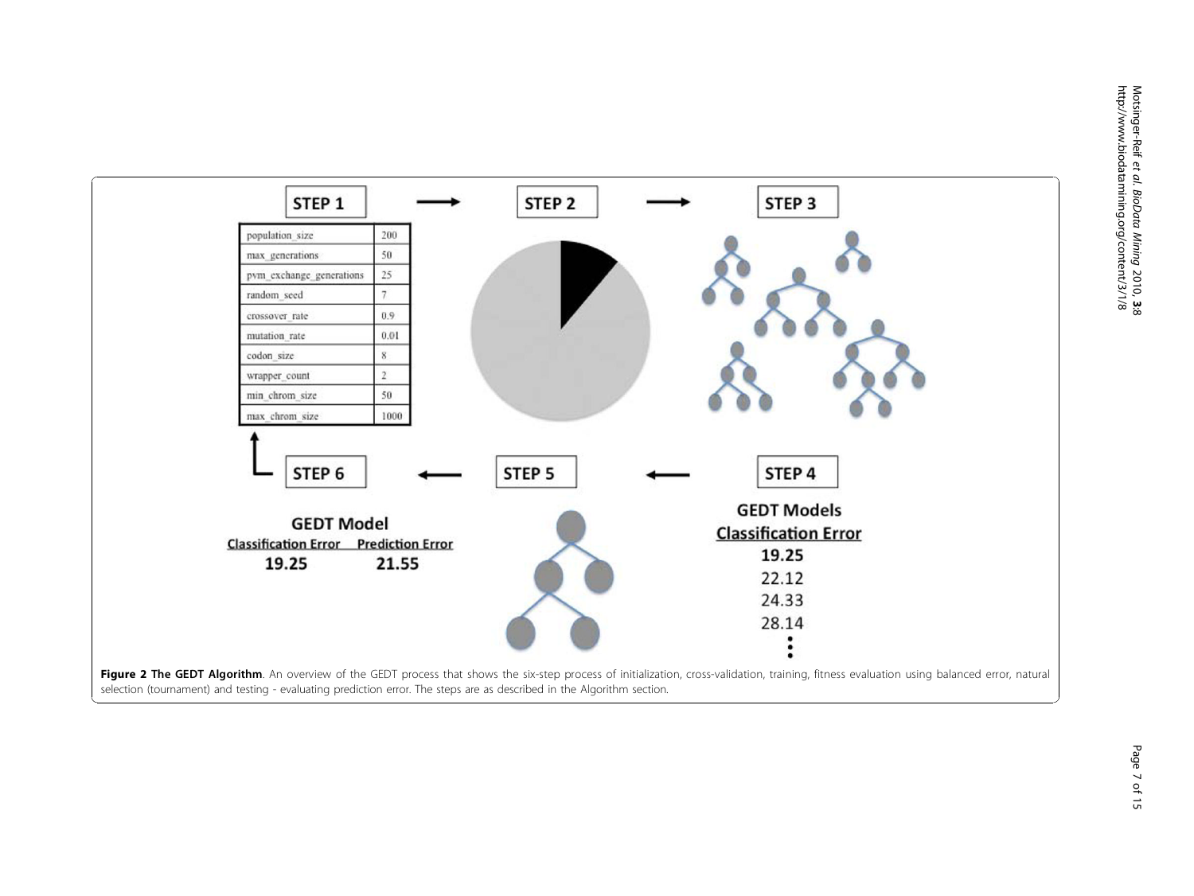| STEP 1 | |
| --- | --- |
| population_size | 200 |
| max_generations | 50 |
| pvm_exchange_generations | 25 |
| random_seed | 7 |
| crossover_rate | 0.9 |
| mutation_rate | 0.01 |
| codon_size | 8 |
| wrapper_count | 2 |
| min_chrom_size | 50 |
| max_chrom_size | 1000 |

STEP 2

STEP 3

STEP 4

**GEDT Models**

**Classification Error**

**19.25**
22.12
24.33
28.14
⋮

STEP 5

STEP 6

**GEDT Model**

| Classification Error | Prediction Error |
| --- | --- |
| 19.25 | 21.55 |

**Figure 2 The GEDT Algorithm**. An overview of the GEDT process that shows the six-step process of initialization, cross-validation, training, fitness evaluation using balanced error, natural selection (tournament) and testing - evaluating prediction error. The steps are as described in the Algorithm section.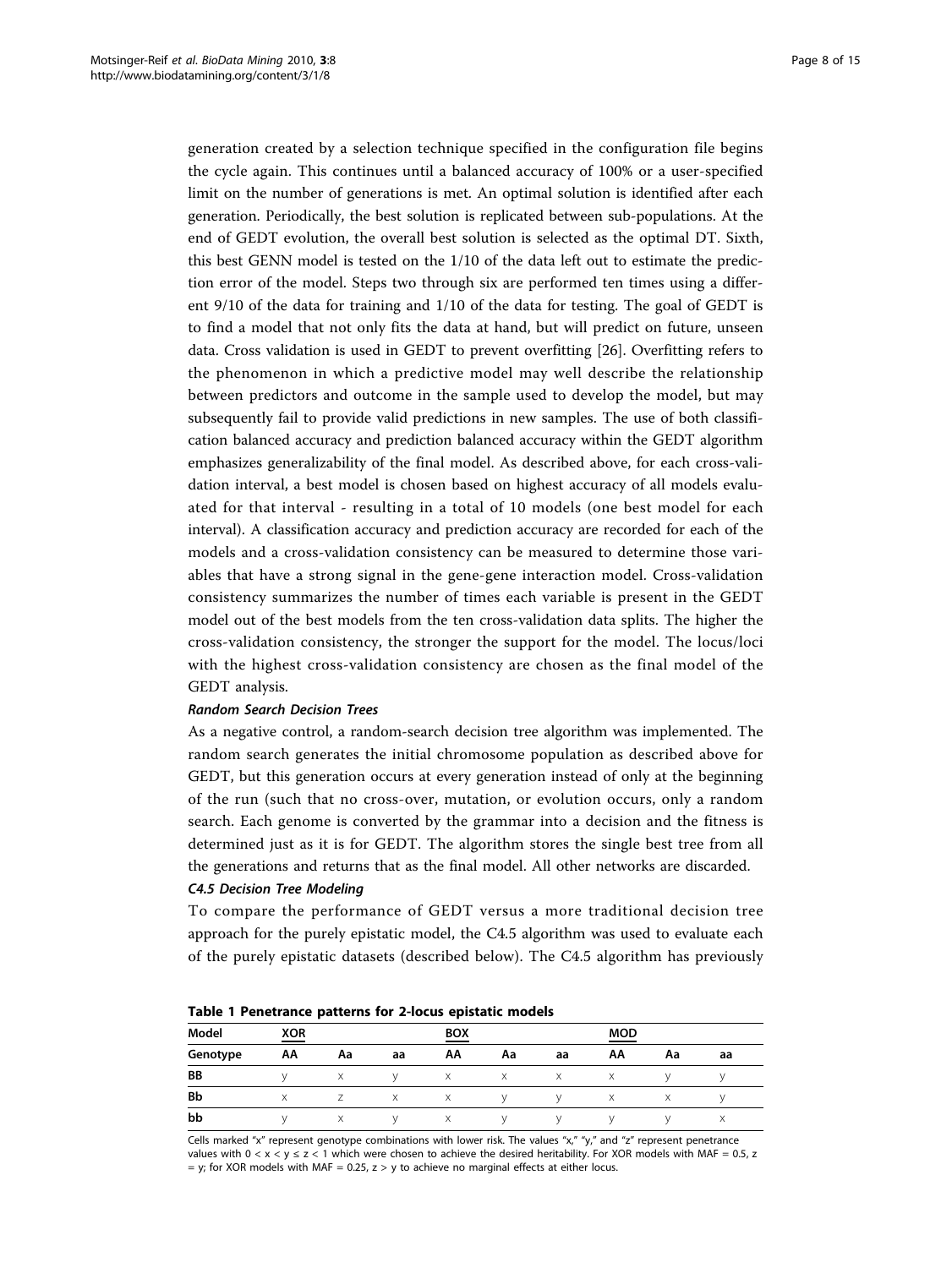generation created by a selection technique specified in the configuration file begins the cycle again. This continues until a balanced accuracy of 100% or a user-specified limit on the number of generations is met. An optimal solution is identified after each generation. Periodically, the best solution is replicated between sub-populations. At the end of GEDT evolution, the overall best solution is selected as the optimal DT. Sixth, this best GENN model is tested on the 1/10 of the data left out to estimate the prediction error of the model. Steps two through six are performed ten times using a different 9/10 of the data for training and 1/10 of the data for testing. The goal of GEDT is to find a model that not only fits the data at hand, but will predict on future, unseen data. Cross validation is used in GEDT to prevent overfitting [26]. Overfitting refers to the phenomenon in which a predictive model may well describe the relationship between predictors and outcome in the sample used to develop the model, but may subsequently fail to provide valid predictions in new samples. The use of both classification balanced accuracy and prediction balanced accuracy within the GEDT algorithm emphasizes generalizability of the final model. As described above, for each cross-validation interval, a best model is chosen based on highest accuracy of all models evaluated for that interval - resulting in a total of 10 models (one best model for each interval). A classification accuracy and prediction accuracy are recorded for each of the models and a cross-validation consistency can be measured to determine those variables that have a strong signal in the gene-gene interaction model. Cross-validation consistency summarizes the number of times each variable is present in the GEDT model out of the best models from the ten cross-validation data splits. The higher the cross-validation consistency, the stronger the support for the model. The locus/loci with the highest cross-validation consistency are chosen as the final model of the GEDT analysis.

#### *Random Search Decision Trees*

As a negative control, a random-search decision tree algorithm was implemented. The random search generates the initial chromosome population as described above for GEDT, but this generation occurs at every generation instead of only at the beginning of the run (such that no cross-over, mutation, or evolution occurs, only a random search. Each genome is converted by the grammar into a decision and the fitness is determined just as it is for GEDT. The algorithm stores the single best tree from all the generations and returns that as the final model. All other networks are discarded.

#### *C4.5 Decision Tree Modeling*

To compare the performance of GEDT versus a more traditional decision tree approach for the purely epistatic model, the C4.5 algorithm was used to evaluate each of the purely epistatic datasets (described below). The C4.5 algorithm has previously

**Table 1 Penetrance patterns for 2-locus epistatic models**

| Model | XOR | | | BOX | | | MOD | | |
|---|---|---|---|---|---|---|---|---|---|
| Genotype | AA | Aa | aa | AA | Aa | aa | AA | Aa | aa |
| BB | y | x | y | x | x | x | x | y | y |
| Bb | x | z | x | x | y | y | x | x | y |
| bb | y | x | y | x | y | y | y | y | x |

Cells marked "x" represent genotype combinations with lower risk. The values "x," "y," and "z" represent penetrance values with $0 < x < y \leq z < 1$ which were chosen to achieve the desired heritability. For XOR models with MAF = 0.5, z = y; for XOR models with MAF = 0.25, z > y to achieve no marginal effects at either locus.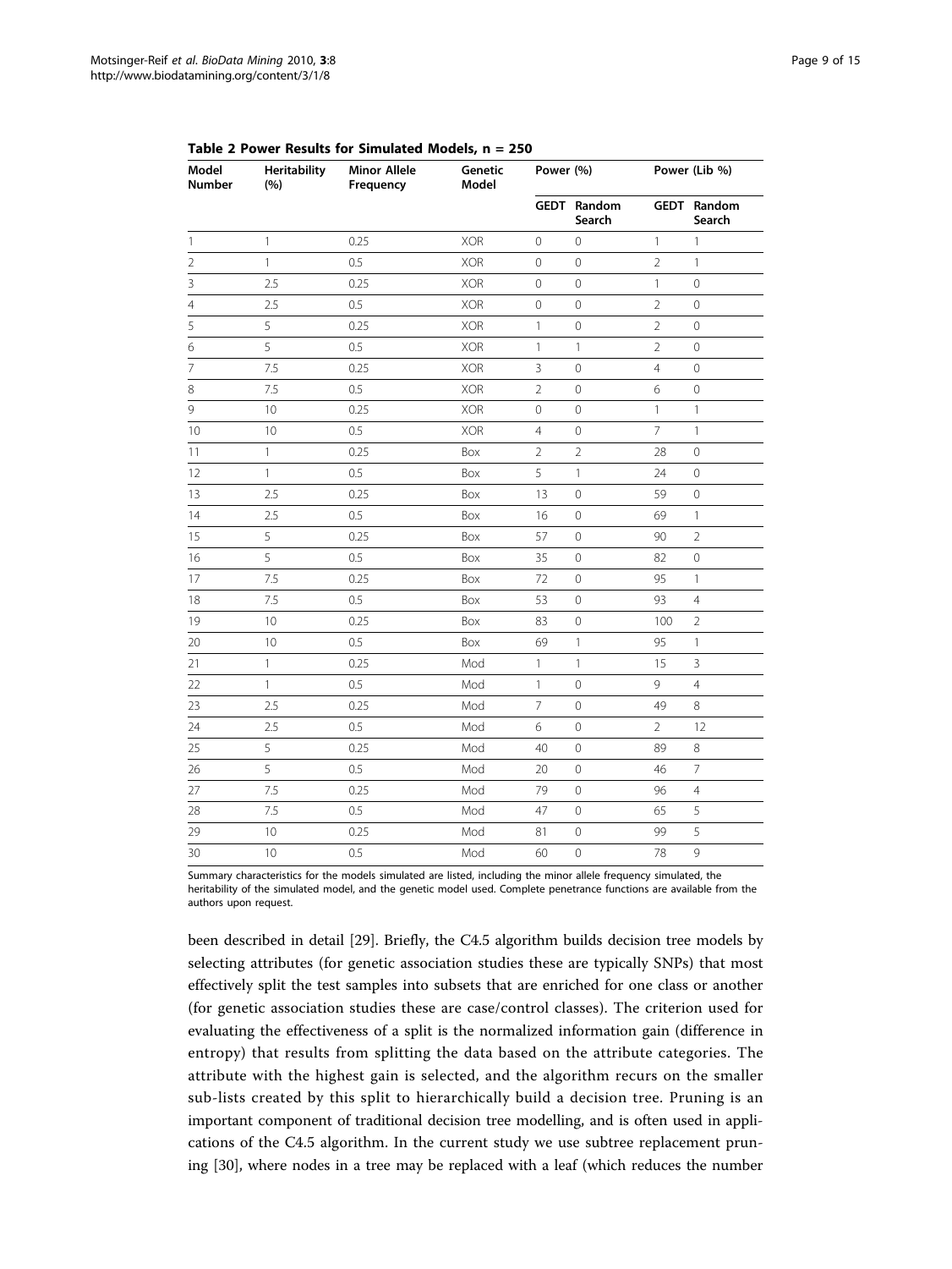**Table 2 Power Results for Simulated Models, n = 250**

| Model Number | Heritability (%) | Minor Allele Frequency | Genetic Model | Power (%) | | Power (Lib %) | |
|---|---|---|---|---|---|---|---|
| | | | | GEDT | Random Search | GEDT | Random Search |
| 1 | 1 | 0.25 | XOR | 0 | 0 | 1 | 1 |
| 2 | 1 | 0.5 | XOR | 0 | 0 | 2 | 1 |
| 3 | 2.5 | 0.25 | XOR | 0 | 0 | 1 | 0 |
| 4 | 2.5 | 0.5 | XOR | 0 | 0 | 2 | 0 |
| 5 | 5 | 0.25 | XOR | 1 | 0 | 2 | 0 |
| 6 | 5 | 0.5 | XOR | 1 | 1 | 2 | 0 |
| 7 | 7.5 | 0.25 | XOR | 3 | 0 | 4 | 0 |
| 8 | 7.5 | 0.5 | XOR | 2 | 0 | 6 | 0 |
| 9 | 10 | 0.25 | XOR | 0 | 0 | 1 | 1 |
| 10 | 10 | 0.5 | XOR | 4 | 0 | 7 | 1 |
| 11 | 1 | 0.25 | Box | 2 | 2 | 28 | 0 |
| 12 | 1 | 0.5 | Box | 5 | 1 | 24 | 0 |
| 13 | 2.5 | 0.25 | Box | 13 | 0 | 59 | 0 |
| 14 | 2.5 | 0.5 | Box | 16 | 0 | 69 | 1 |
| 15 | 5 | 0.25 | Box | 57 | 0 | 90 | 2 |
| 16 | 5 | 0.5 | Box | 35 | 0 | 82 | 0 |
| 17 | 7.5 | 0.25 | Box | 72 | 0 | 95 | 1 |
| 18 | 7.5 | 0.5 | Box | 53 | 0 | 93 | 4 |
| 19 | 10 | 0.25 | Box | 83 | 0 | 100 | 2 |
| 20 | 10 | 0.5 | Box | 69 | 1 | 95 | 1 |
| 21 | 1 | 0.25 | Mod | 1 | 1 | 15 | 3 |
| 22 | 1 | 0.5 | Mod | 1 | 0 | 9 | 4 |
| 23 | 2.5 | 0.25 | Mod | 7 | 0 | 49 | 8 |
| 24 | 2.5 | 0.5 | Mod | 6 | 0 | 2 | 12 |
| 25 | 5 | 0.25 | Mod | 40 | 0 | 89 | 8 |
| 26 | 5 | 0.5 | Mod | 20 | 0 | 46 | 7 |
| 27 | 7.5 | 0.25 | Mod | 79 | 0 | 96 | 4 |
| 28 | 7.5 | 0.5 | Mod | 47 | 0 | 65 | 5 |
| 29 | 10 | 0.25 | Mod | 81 | 0 | 99 | 5 |
| 30 | 10 | 0.5 | Mod | 60 | 0 | 78 | 9 |

Summary characteristics for the models simulated are listed, including the minor allele frequency simulated, the heritability of the simulated model, and the genetic model used. Complete penetrance functions are available from the authors upon request.

been described in detail [29]. Briefly, the C4.5 algorithm builds decision tree models by selecting attributes (for genetic association studies these are typically SNPs) that most effectively split the test samples into subsets that are enriched for one class or another (for genetic association studies these are case/control classes). The criterion used for evaluating the effectiveness of a split is the normalized information gain (difference in entropy) that results from splitting the data based on the attribute categories. The attribute with the highest gain is selected, and the algorithm recurs on the smaller sub-lists created by this split to hierarchically build a decision tree. Pruning is an important component of traditional decision tree modelling, and is often used in applications of the C4.5 algorithm. In the current study we use subtree replacement pruning [30], where nodes in a tree may be replaced with a leaf (which reduces the number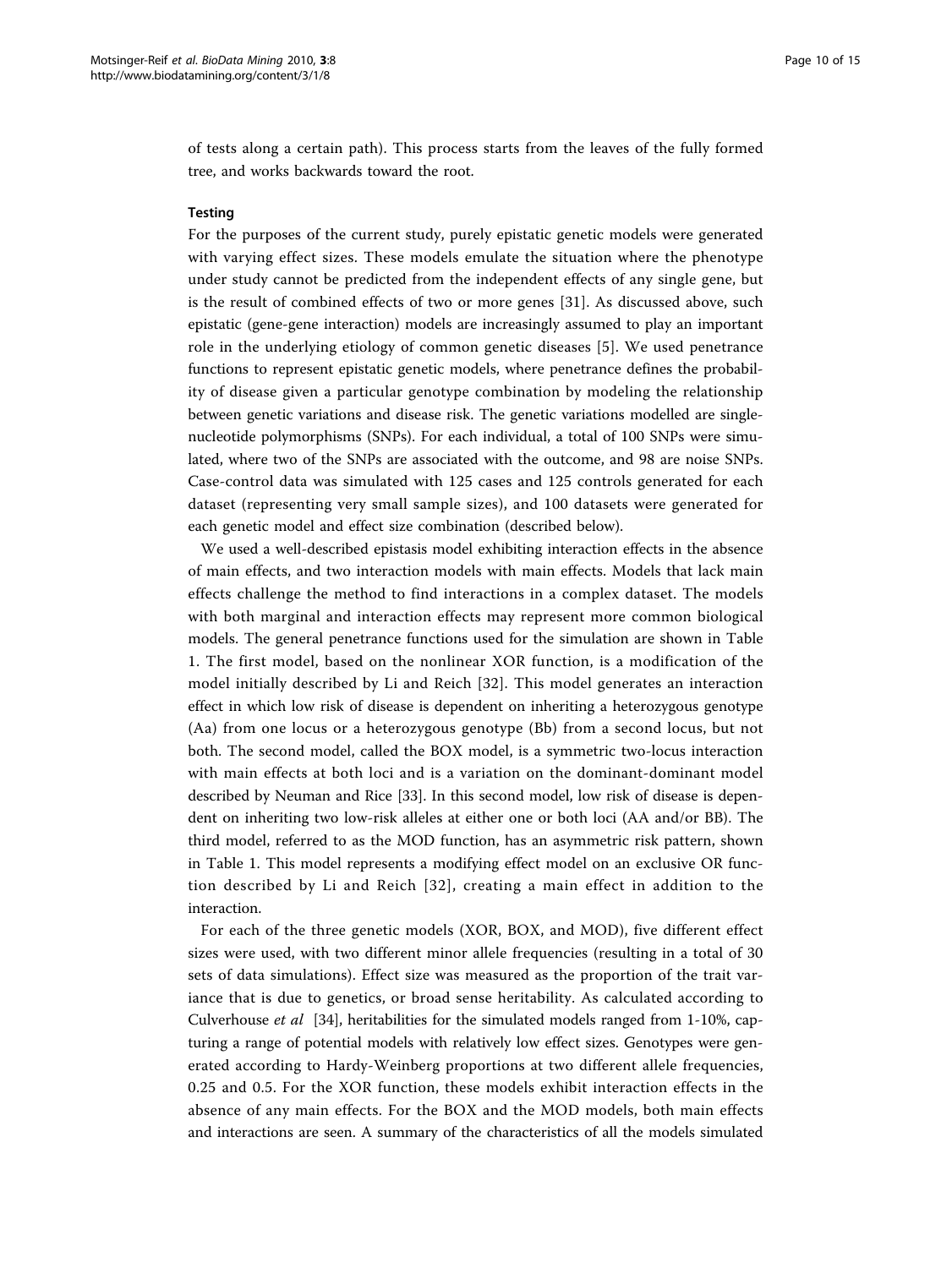of tests along a certain path). This process starts from the leaves of the fully formed tree, and works backwards toward the root.

#### Testing

For the purposes of the current study, purely epistatic genetic models were generated with varying effect sizes. These models emulate the situation where the phenotype under study cannot be predicted from the independent effects of any single gene, but is the result of combined effects of two or more genes [31]. As discussed above, such epistatic (gene-gene interaction) models are increasingly assumed to play an important role in the underlying etiology of common genetic diseases [5]. We used penetrance functions to represent epistatic genetic models, where penetrance defines the probability of disease given a particular genotype combination by modeling the relationship between genetic variations and disease risk. The genetic variations modelled are single-nucleotide polymorphisms (SNPs). For each individual, a total of 100 SNPs were simulated, where two of the SNPs are associated with the outcome, and 98 are noise SNPs. Case-control data was simulated with 125 cases and 125 controls generated for each dataset (representing very small sample sizes), and 100 datasets were generated for each genetic model and effect size combination (described below).

We used a well-described epistasis model exhibiting interaction effects in the absence of main effects, and two interaction models with main effects. Models that lack main effects challenge the method to find interactions in a complex dataset. The models with both marginal and interaction effects may represent more common biological models. The general penetrance functions used for the simulation are shown in Table 1. The first model, based on the nonlinear XOR function, is a modification of the model initially described by Li and Reich [32]. This model generates an interaction effect in which low risk of disease is dependent on inheriting a heterozygous genotype (Aa) from one locus or a heterozygous genotype (Bb) from a second locus, but not both. The second model, called the BOX model, is a symmetric two-locus interaction with main effects at both loci and is a variation on the dominant-dominant model described by Neuman and Rice [33]. In this second model, low risk of disease is dependent on inheriting two low-risk alleles at either one or both loci (AA and/or BB). The third model, referred to as the MOD function, has an asymmetric risk pattern, shown in Table 1. This model represents a modifying effect model on an exclusive OR function described by Li and Reich [32], creating a main effect in addition to the interaction.

For each of the three genetic models (XOR, BOX, and MOD), five different effect sizes were used, with two different minor allele frequencies (resulting in a total of 30 sets of data simulations). Effect size was measured as the proportion of the trait variance that is due to genetics, or broad sense heritability. As calculated according to Culverhouse *et al* [34], heritabilities for the simulated models ranged from 1-10%, capturing a range of potential models with relatively low effect sizes. Genotypes were generated according to Hardy-Weinberg proportions at two different allele frequencies, 0.25 and 0.5. For the XOR function, these models exhibit interaction effects in the absence of any main effects. For the BOX and the MOD models, both main effects and interactions are seen. A summary of the characteristics of all the models simulated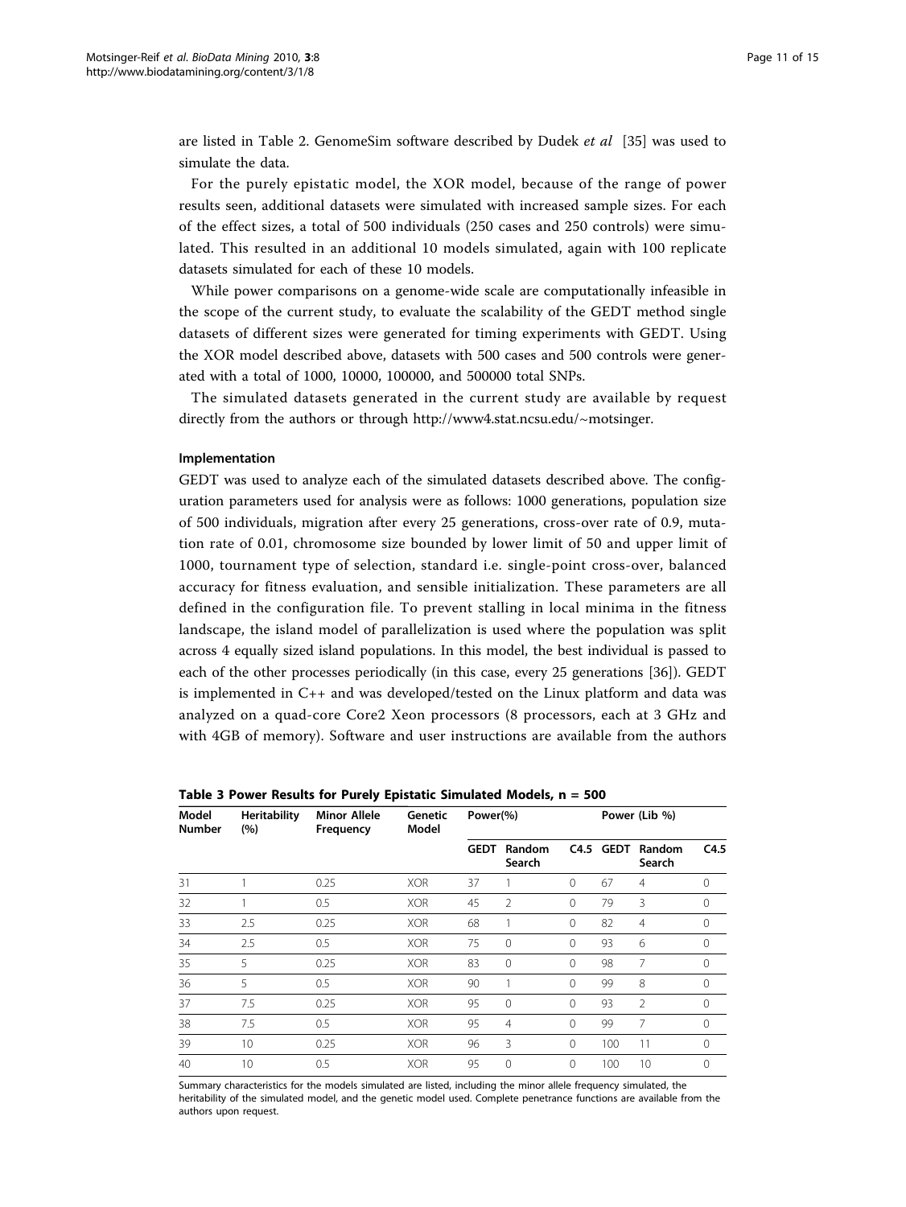are listed in Table 2. GenomeSim software described by Dudek *et al* [35] was used to simulate the data.

For the purely epistatic model, the XOR model, because of the range of power results seen, additional datasets were simulated with increased sample sizes. For each of the effect sizes, a total of 500 individuals (250 cases and 250 controls) were simulated. This resulted in an additional 10 models simulated, again with 100 replicate datasets simulated for each of these 10 models.

While power comparisons on a genome-wide scale are computationally infeasible in the scope of the current study, to evaluate the scalability of the GEDT method single datasets of different sizes were generated for timing experiments with GEDT. Using the XOR model described above, datasets with 500 cases and 500 controls were generated with a total of 1000, 10000, 100000, and 500000 total SNPs.

The simulated datasets generated in the current study are available by request directly from the authors or through http://www4.stat.ncsu.edu/~motsinger.

#### Implementation

GEDT was used to analyze each of the simulated datasets described above. The configuration parameters used for analysis were as follows: 1000 generations, population size of 500 individuals, migration after every 25 generations, cross-over rate of 0.9, mutation rate of 0.01, chromosome size bounded by lower limit of 50 and upper limit of 1000, tournament type of selection, standard i.e. single-point cross-over, balanced accuracy for fitness evaluation, and sensible initialization. These parameters are all defined in the configuration file. To prevent stalling in local minima in the fitness landscape, the island model of parallelization is used where the population was split across 4 equally sized island populations. In this model, the best individual is passed to each of the other processes periodically (in this case, every 25 generations [36]). GEDT is implemented in C++ and was developed/tested on the Linux platform and data was analyzed on a quad-core Core2 Xeon processors (8 processors, each at 3 GHz and with 4GB of memory). Software and user instructions are available from the authors

**Table 3 Power Results for Purely Epistatic Simulated Models, n = 500**

| Model Number | Heritability (%) | Minor Allele Frequency | Genetic Model | Power(%) | | | Power (Lib %) | | |
|---|---|---|---|---|---|---|---|---|---|
| | | | | GEDT | Random Search | C4.5 | GEDT | Random Search | C4.5 |
| 31 | 1 | 0.25 | XOR | 37 | 1 | 0 | 67 | 4 | 0 |
| 32 | 1 | 0.5 | XOR | 45 | 2 | 0 | 79 | 3 | 0 |
| 33 | 2.5 | 0.25 | XOR | 68 | 1 | 0 | 82 | 4 | 0 |
| 34 | 2.5 | 0.5 | XOR | 75 | 0 | 0 | 93 | 6 | 0 |
| 35 | 5 | 0.25 | XOR | 83 | 0 | 0 | 98 | 7 | 0 |
| 36 | 5 | 0.5 | XOR | 90 | 1 | 0 | 99 | 8 | 0 |
| 37 | 7.5 | 0.25 | XOR | 95 | 0 | 0 | 93 | 2 | 0 |
| 38 | 7.5 | 0.5 | XOR | 95 | 4 | 0 | 99 | 7 | 0 |
| 39 | 10 | 0.25 | XOR | 96 | 3 | 0 | 100 | 11 | 0 |
| 40 | 10 | 0.5 | XOR | 95 | 0 | 0 | 100 | 10 | 0 |

Summary characteristics for the models simulated are listed, including the minor allele frequency simulated, the heritability of the simulated model, and the genetic model used. Complete penetrance functions are available from the authors upon request.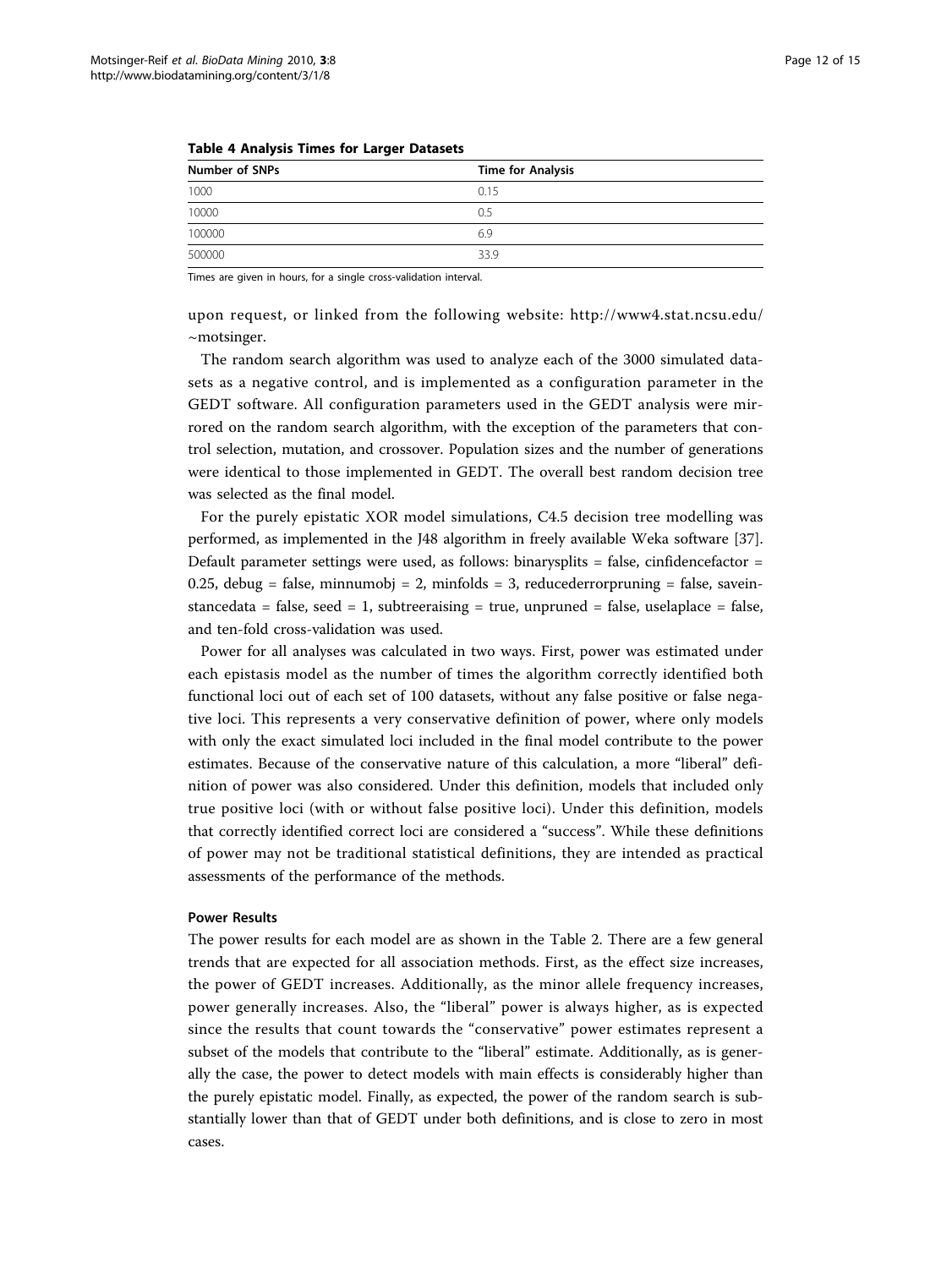**Table 4 Analysis Times for Larger Datasets**

| Number of SNPs | Time for Analysis |
| --- | --- |
| 1000 | 0.15 |
| 10000 | 0.5 |
| 100000 | 6.9 |
| 500000 | 33.9 |

Times are given in hours, for a single cross-validation interval.

upon request, or linked from the following website: http://www4.stat.ncsu.edu/~motsinger.

The random search algorithm was used to analyze each of the 3000 simulated datasets as a negative control, and is implemented as a configuration parameter in the GEDT software. All configuration parameters used in the GEDT analysis were mirrored on the random search algorithm, with the exception of the parameters that control selection, mutation, and crossover. Population sizes and the number of generations were identical to those implemented in GEDT. The overall best random decision tree was selected as the final model.

For the purely epistatic XOR model simulations, C4.5 decision tree modelling was performed, as implemented in the J48 algorithm in freely available Weka software [37]. Default parameter settings were used, as follows: binarysplits = false, cinfidencefactor = 0.25, debug = false, minnumobj = 2, minfolds = 3, reducederrorpruning = false, saveinstancedata = false, seed = 1, subtreeraising = true, unpruned = false, uselaplace = false, and ten-fold cross-validation was used.

Power for all analyses was calculated in two ways. First, power was estimated under each epistasis model as the number of times the algorithm correctly identified both functional loci out of each set of 100 datasets, without any false positive or false negative loci. This represents a very conservative definition of power, where only models with only the exact simulated loci included in the final model contribute to the power estimates. Because of the conservative nature of this calculation, a more "liberal" definition of power was also considered. Under this definition, models that included only true positive loci (with or without false positive loci). Under this definition, models that correctly identified correct loci are considered a "success". While these definitions of power may not be traditional statistical definitions, they are intended as practical assessments of the performance of the methods.

#### Power Results

The power results for each model are as shown in the Table 2. There are a few general trends that are expected for all association methods. First, as the effect size increases, the power of GEDT increases. Additionally, as the minor allele frequency increases, power generally increases. Also, the "liberal" power is always higher, as is expected since the results that count towards the "conservative" power estimates represent a subset of the models that contribute to the "liberal" estimate. Additionally, as is generally the case, the power to detect models with main effects is considerably higher than the purely epistatic model. Finally, as expected, the power of the random search is substantially lower than that of GEDT under both definitions, and is close to zero in most cases.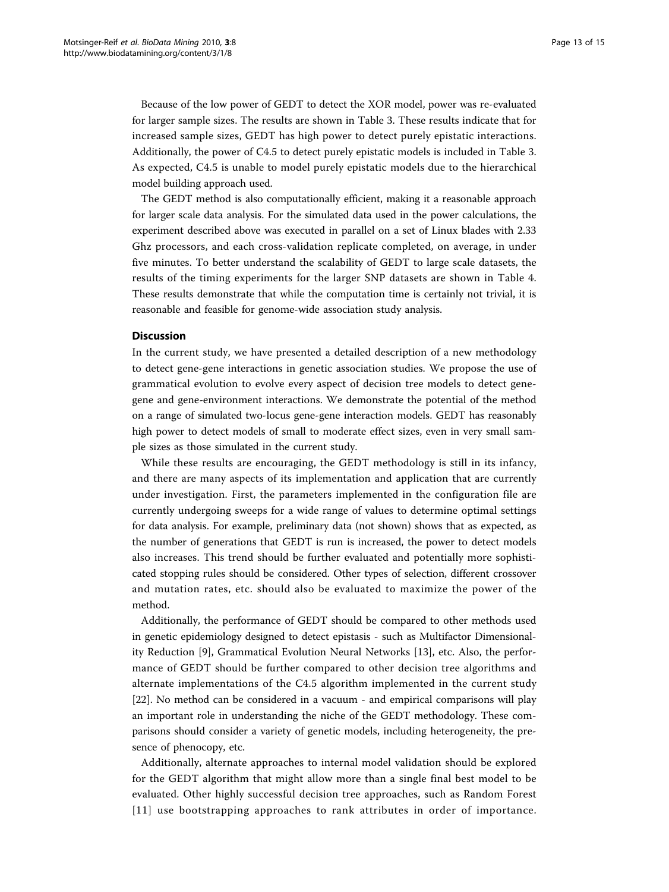Because of the low power of GEDT to detect the XOR model, power was re-evaluated for larger sample sizes. The results are shown in Table 3. These results indicate that for increased sample sizes, GEDT has high power to detect purely epistatic interactions. Additionally, the power of C4.5 to detect purely epistatic models is included in Table 3. As expected, C4.5 is unable to model purely epistatic models due to the hierarchical model building approach used.

The GEDT method is also computationally efficient, making it a reasonable approach for larger scale data analysis. For the simulated data used in the power calculations, the experiment described above was executed in parallel on a set of Linux blades with 2.33 Ghz processors, and each cross-validation replicate completed, on average, in under five minutes. To better understand the scalability of GEDT to large scale datasets, the results of the timing experiments for the larger SNP datasets are shown in Table 4. These results demonstrate that while the computation time is certainly not trivial, it is reasonable and feasible for genome-wide association study analysis.

## Discussion

In the current study, we have presented a detailed description of a new methodology to detect gene-gene interactions in genetic association studies. We propose the use of grammatical evolution to evolve every aspect of decision tree models to detect gene-gene and gene-environment interactions. We demonstrate the potential of the method on a range of simulated two-locus gene-gene interaction models. GEDT has reasonably high power to detect models of small to moderate effect sizes, even in very small sample sizes as those simulated in the current study.

While these results are encouraging, the GEDT methodology is still in its infancy, and there are many aspects of its implementation and application that are currently under investigation. First, the parameters implemented in the configuration file are currently undergoing sweeps for a wide range of values to determine optimal settings for data analysis. For example, preliminary data (not shown) shows that as expected, as the number of generations that GEDT is run is increased, the power to detect models also increases. This trend should be further evaluated and potentially more sophisticated stopping rules should be considered. Other types of selection, different crossover and mutation rates, etc. should also be evaluated to maximize the power of the method.

Additionally, the performance of GEDT should be compared to other methods used in genetic epidemiology designed to detect epistasis - such as Multifactor Dimensionality Reduction [9], Grammatical Evolution Neural Networks [13], etc. Also, the performance of GEDT should be further compared to other decision tree algorithms and alternate implementations of the C4.5 algorithm implemented in the current study [22]. No method can be considered in a vacuum - and empirical comparisons will play an important role in understanding the niche of the GEDT methodology. These comparisons should consider a variety of genetic models, including heterogeneity, the presence of phenocopy, etc.

Additionally, alternate approaches to internal model validation should be explored for the GEDT algorithm that might allow more than a single final best model to be evaluated. Other highly successful decision tree approaches, such as Random Forest [11] use bootstrapping approaches to rank attributes in order of importance.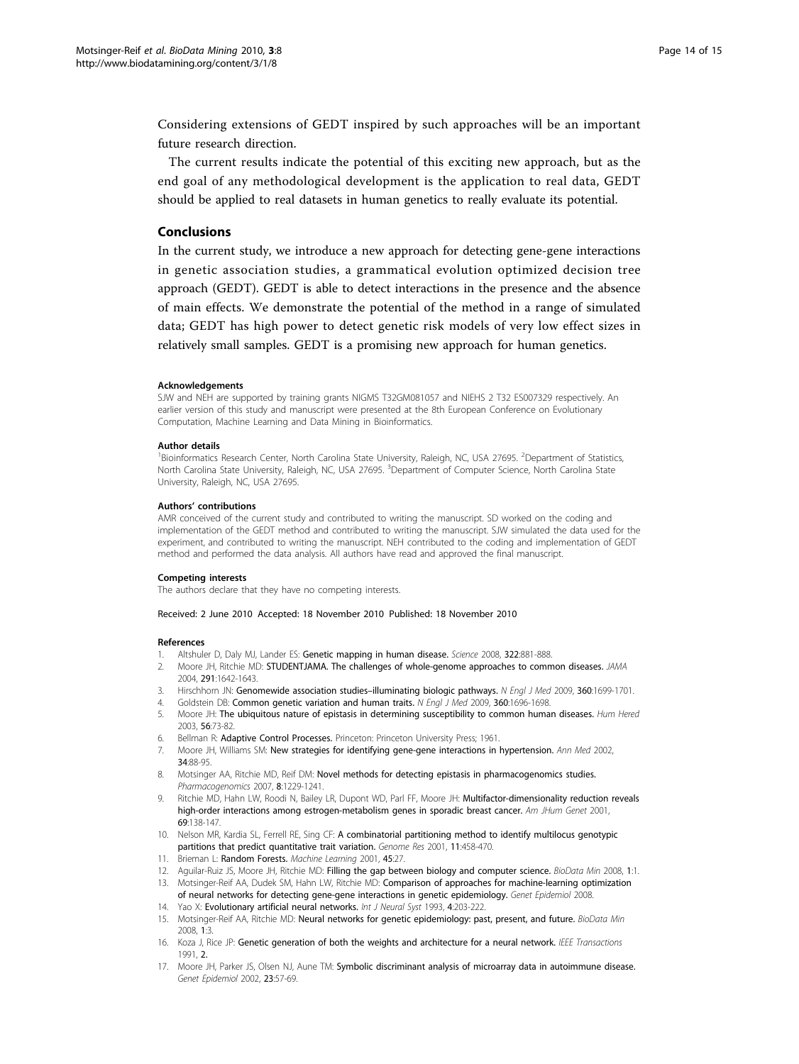Considering extensions of GEDT inspired by such approaches will be an important future research direction.

The current results indicate the potential of this exciting new approach, but as the end goal of any methodological development is the application to real data, GEDT should be applied to real datasets in human genetics to really evaluate its potential.

## Conclusions

In the current study, we introduce a new approach for detecting gene-gene interactions in genetic association studies, a grammatical evolution optimized decision tree approach (GEDT). GEDT is able to detect interactions in the presence and the absence of main effects. We demonstrate the potential of the method in a range of simulated data; GEDT has high power to detect genetic risk models of very low effect sizes in relatively small samples. GEDT is a promising new approach for human genetics.

#### Acknowledgements

SJW and NEH are supported by training grants NIGMS T32GM081057 and NIEHS 2 T32 ES007329 respectively. An earlier version of this study and manuscript were presented at the 8th European Conference on Evolutionary Computation, Machine Learning and Data Mining in Bioinformatics.

#### Author details

[1]Bioinformatics Research Center, North Carolina State University, Raleigh, NC, USA 27695. [2]Department of Statistics, North Carolina State University, Raleigh, NC, USA 27695. [3]Department of Computer Science, North Carolina State University, Raleigh, NC, USA 27695.

#### Authors' contributions

AMR conceived of the current study and contributed to writing the manuscript. SD worked on the coding and implementation of the GEDT method and contributed to writing the manuscript. SJW simulated the data used for the experiment, and contributed to writing the manuscript. NEH contributed to the coding and implementation of GEDT method and performed the data analysis. All authors have read and approved the final manuscript.

#### Competing interests

The authors declare that they have no competing interests.

Received: 2 June 2010 Accepted: 18 November 2010 Published: 18 November 2010

#### References

1. Altshuler D, Daly MJ, Lander ES: **Genetic mapping in human disease.** *Science* 2008, **322**:881-888.
2. Moore JH, Ritchie MD: **STUDENTJAMA. The challenges of whole-genome approaches to common diseases.** *JAMA* 2004, **291**:1642-1643.
3. Hirschhorn JN: **Genomewide association studies–illuminating biologic pathways.** *N Engl J Med* 2009, **360**:1699-1701.
4. Goldstein DB: **Common genetic variation and human traits.** *N Engl J Med* 2009, **360**:1696-1698.
5. Moore JH: **The ubiquitous nature of epistasis in determining susceptibility to common human diseases.** *Hum Hered* 2003, **56**:73-82.
6. Bellman R: **Adaptive Control Processes.** Princeton: Princeton University Press; 1961.
7. Moore JH, Williams SM: **New strategies for identifying gene-gene interactions in hypertension.** *Ann Med* 2002, **34**:88-95.
8. Motsinger AA, Ritchie MD, Reif DM: **Novel methods for detecting epistasis in pharmacogenomics studies.** *Pharmacogenomics* 2007, **8**:1229-1241.
9. Ritchie MD, Hahn LW, Roodi N, Bailey LR, Dupont WD, Parl FF, Moore JH: **Multifactor-dimensionality reduction reveals high-order interactions among estrogen-metabolism genes in sporadic breast cancer.** *Am JHum Genet* 2001, **69**:138-147.
10. Nelson MR, Kardia SL, Ferrell RE, Sing CF: **A combinatorial partitioning method to identify multilocus genotypic partitions that predict quantitative trait variation.** *Genome Res* 2001, **11**:458-470.
11. Brieman L: **Random Forests.** *Machine Learning* 2001, **45**:27.
12. Aguilar-Ruiz JS, Moore JH, Ritchie MD: **Filling the gap between biology and computer science.** *BioData Min* 2008, **1**:1.
13. Motsinger-Reif AA, Dudek SM, Hahn LW, Ritchie MD: **Comparison of approaches for machine-learning optimization of neural networks for detecting gene-gene interactions in genetic epidemiology.** *Genet Epidemiol* 2008.
14. Yao X: **Evolutionary artificial neural networks.** *Int J Neural Syst* 1993, **4**:203-222.
15. Motsinger-Reif AA, Ritchie MD: **Neural networks for genetic epidemiology: past, present, and future.** *BioData Min* 2008, **1**:3.
16. Koza J, Rice JP: **Genetic generation of both the weights and architecture for a neural network.** *IEEE Transactions* 1991, **2**.
17. Moore JH, Parker JS, Olsen NJ, Aune TM: **Symbolic discriminant analysis of microarray data in autoimmune disease.** *Genet Epidemiol* 2002, **23**:57-69.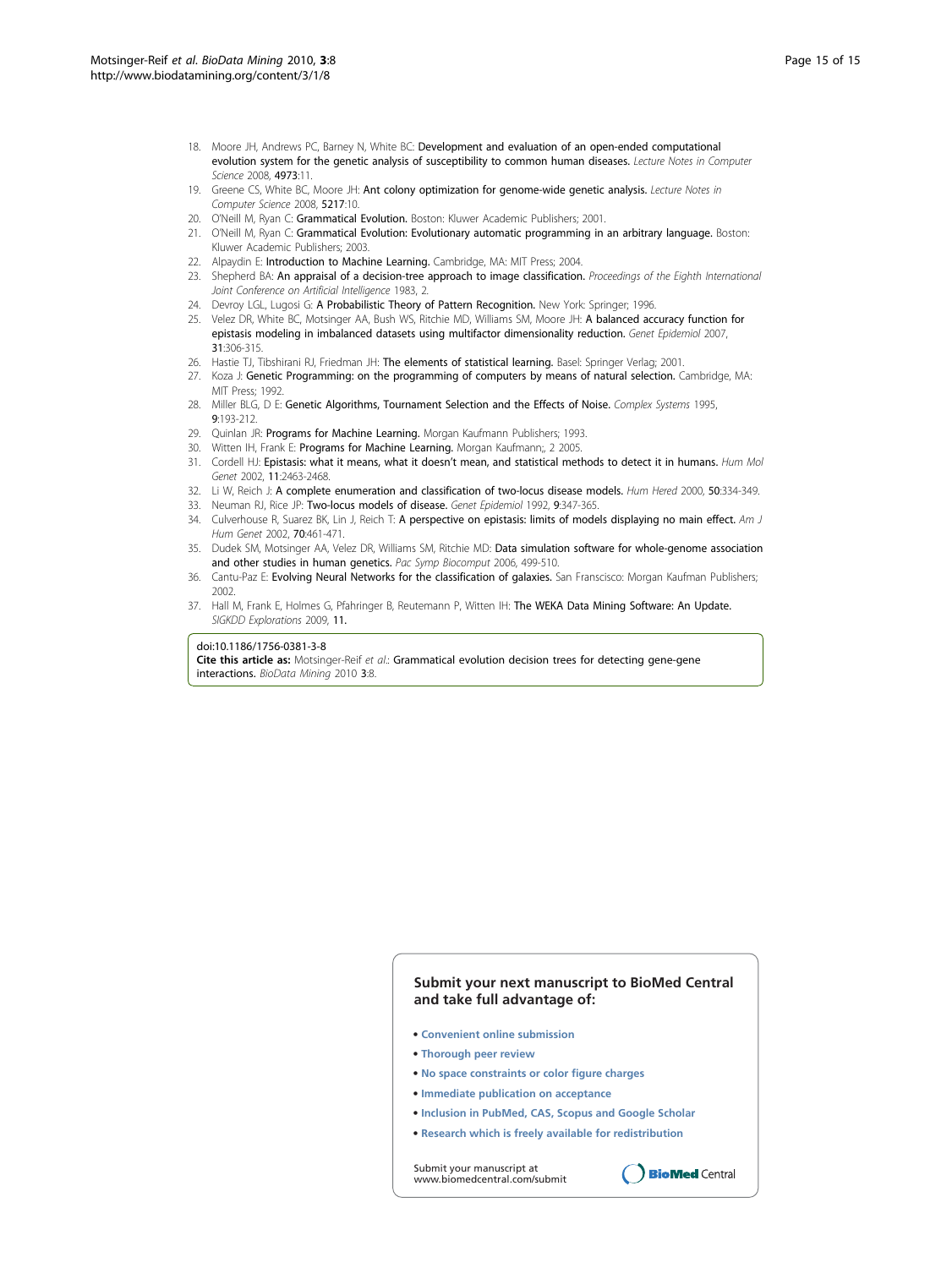18. Moore JH, Andrews PC, Barney N, White BC: **Development and evaluation of an open-ended computational evolution system for the genetic analysis of susceptibility to common human diseases.** *Lecture Notes in Computer Science* 2008, **4973**:11.
19. Greene CS, White BC, Moore JH: **Ant colony optimization for genome-wide genetic analysis.** *Lecture Notes in Computer Science* 2008, **5217**:10.
20. O'Neill M, Ryan C: **Grammatical Evolution.** Boston: Kluwer Academic Publishers; 2001.
21. O'Neill M, Ryan C: **Grammatical Evolution: Evolutionary automatic programming in an arbitrary language.** Boston: Kluwer Academic Publishers; 2003.
22. Alpaydin E: **Introduction to Machine Learning.** Cambridge, MA: MIT Press; 2004.
23. Shepherd BA: **An appraisal of a decision-tree approach to image classification.** *Proceedings of the Eighth International Joint Conference on Artificial Intelligence* 1983, 2.
24. Devroy LGL, Lugosi G: **A Probabilistic Theory of Pattern Recognition.** New York: Springer; 1996.
25. Velez DR, White BC, Motsinger AA, Bush WS, Ritchie MD, Williams SM, Moore JH: **A balanced accuracy function for epistasis modeling in imbalanced datasets using multifactor dimensionality reduction.** *Genet Epidemiol* 2007, **31**:306-315.
26. Hastie TJ, Tibshirani RJ, Friedman JH: **The elements of statistical learning.** Basel: Springer Verlag; 2001.
27. Koza J: **Genetic Programming: on the programming of computers by means of natural selection.** Cambridge, MA: MIT Press; 1992.
28. Miller BLG, D E: **Genetic Algorithms, Tournament Selection and the Effects of Noise.** *Complex Systems* 1995, **9**:193-212.
29. Quinlan JR: **Programs for Machine Learning.** Morgan Kaufmann Publishers; 1993.
30. Witten IH, Frank E: **Programs for Machine Learning.** Morgan Kaufmann;, 2 2005.
31. Cordell HJ: **Epistasis: what it means, what it doesn't mean, and statistical methods to detect it in humans.** *Hum Mol Genet* 2002, **11**:2463-2468.
32. Li W, Reich J: **A complete enumeration and classification of two-locus disease models.** *Hum Hered* 2000, **50**:334-349.
33. Neuman RJ, Rice JP: **Two-locus models of disease.** *Genet Epidemiol* 1992, **9**:347-365.
34. Culverhouse R, Suarez BK, Lin J, Reich T: **A perspective on epistasis: limits of models displaying no main effect.** *Am J Hum Genet* 2002, **70**:461-471.
35. Dudek SM, Motsinger AA, Velez DR, Williams SM, Ritchie MD: **Data simulation software for whole-genome association and other studies in human genetics.** *Pac Symp Biocomput* 2006, 499-510.
36. Cantu-Paz E: **Evolving Neural Networks for the classification of galaxies.** San Franscisco: Morgan Kaufman Publishers; 2002.
37. Hall M, Frank E, Holmes G, Pfahringer B, Reutemann P, Witten IH: **The WEKA Data Mining Software: An Update.** *SIGKDD Explorations* 2009, **11**.

doi:10.1186/1756-0381-3-8

**Cite this article as:** Motsinger-Reif *et al.*: Grammatical evolution decision trees for detecting gene-gene interactions. *BioData Mining* 2010 **3**:8.

**Submit your next manuscript to BioMed Central and take full advantage of:**

- **Convenient online submission**
- **Thorough peer review**
- **No space constraints or color figure charges**
- **Immediate publication on acceptance**
- **Inclusion in PubMed, CAS, Scopus and Google Scholar**
- **Research which is freely available for redistribution**

Submit your manuscript at
www.biomedcentral.com/submit

BioMed Central